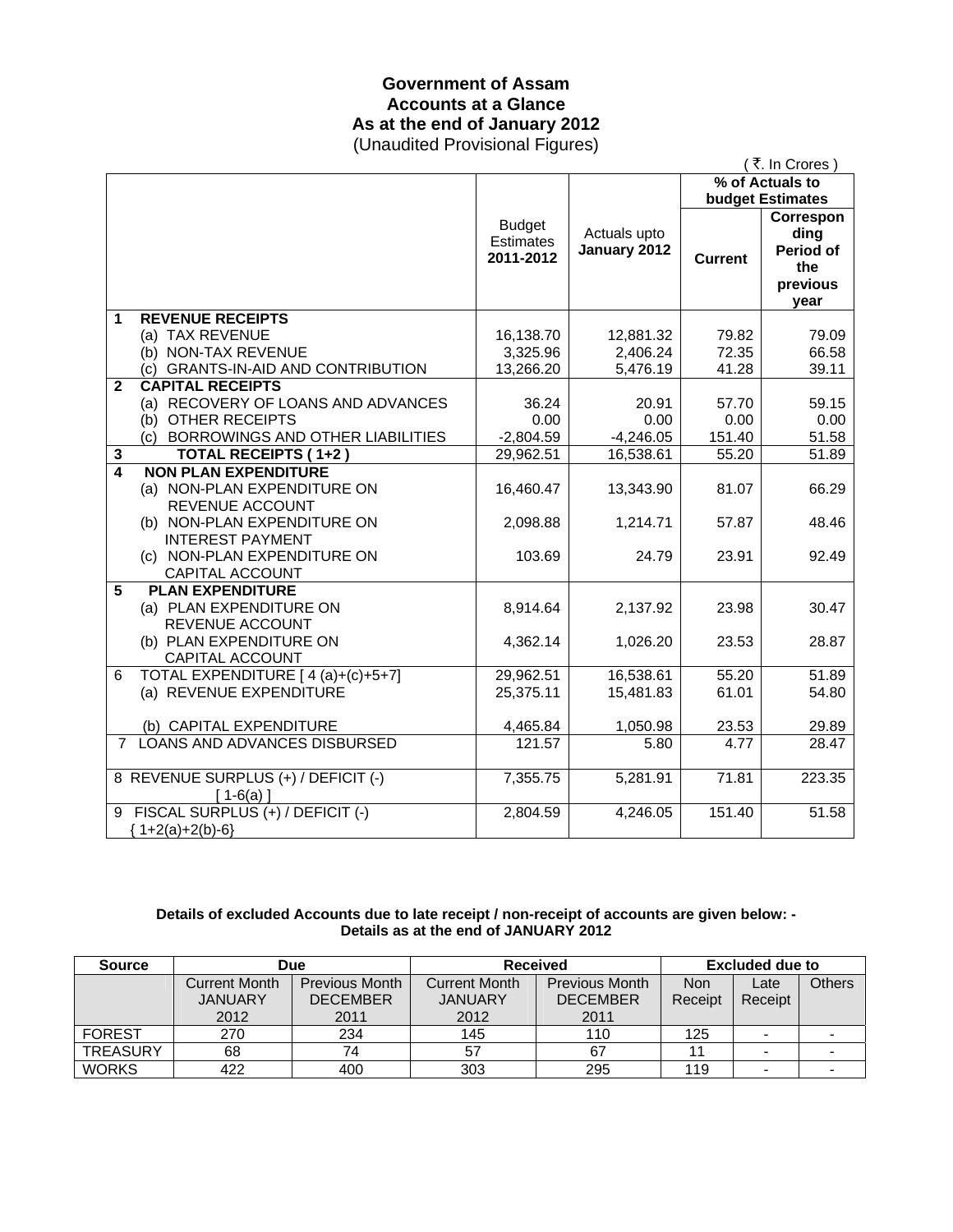# Government of Assam
## Accounts at a Glance
## As at the end of January 2012
(Unaudited Provisional Figures)

( ₹. In Crores )

| | | Budget Estimates 2011-2012 | Actuals upto January 2012 | % of Actuals to budget Estimates | |
|---|---|---|---|---|---|
| | | | | Current | Corresponding Period of the previous year |
| **1** | **REVENUE RECEIPTS** | | | | |
| | (a) TAX REVENUE | 16,138.70 | 12,881.32 | 79.82 | 79.09 |
| | (b) NON-TAX REVENUE | 3,325.96 | 2,406.24 | 72.35 | 66.58 |
| | (c) GRANTS-IN-AID AND CONTRIBUTION | 13,266.20 | 5,476.19 | 41.28 | 39.11 |
| **2** | **CAPITAL RECEIPTS** | | | | |
| | (a) RECOVERY OF LOANS AND ADVANCES | 36.24 | 20.91 | 57.70 | 59.15 |
| | (b) OTHER RECEIPTS | 0.00 | 0.00 | 0.00 | 0.00 |
| | (c) BORROWINGS AND OTHER LIABILITIES | -2,804.59 | -4,246.05 | 151.40 | 51.58 |
| **3** | **TOTAL RECEIPTS ( 1+2 )** | 29,962.51 | 16,538.61 | 55.20 | 51.89 |
| **4** | **NON PLAN EXPENDITURE** | | | | |
| | (a) NON-PLAN EXPENDITURE ON REVENUE ACCOUNT | 16,460.47 | 13,343.90 | 81.07 | 66.29 |
| | (b) NON-PLAN EXPENDITURE ON INTEREST PAYMENT | 2,098.88 | 1,214.71 | 57.87 | 48.46 |
| | (c) NON-PLAN EXPENDITURE ON CAPITAL ACCOUNT | 103.69 | 24.79 | 23.91 | 92.49 |
| **5** | **PLAN EXPENDITURE** | | | | |
| | (a) PLAN EXPENDITURE ON REVENUE ACCOUNT | 8,914.64 | 2,137.92 | 23.98 | 30.47 |
| | (b) PLAN EXPENDITURE ON CAPITAL ACCOUNT | 4,362.14 | 1,026.20 | 23.53 | 28.87 |
| 6 | TOTAL EXPENDITURE [ 4 (a)+(c)+5+7] | 29,962.51 | 16,538.61 | 55.20 | 51.89 |
| | (a) REVENUE EXPENDITURE | 25,375.11 | 15,481.83 | 61.01 | 54.80 |
| | (b) CAPITAL EXPENDITURE | 4,465.84 | 1,050.98 | 23.53 | 29.89 |
| 7 | LOANS AND ADVANCES DISBURSED | 121.57 | 5.80 | 4.77 | 28.47 |
| 8 | REVENUE SURPLUS (+) / DEFICIT (-) [ 1-6(a) ] | 7,355.75 | 5,281.91 | 71.81 | 223.35 |
| 9 | FISCAL SURPLUS (+) / DEFICIT (-) { 1+2(a)+2(b)-6} | 2,804.59 | 4,246.05 | 151.40 | 51.58 |

**Details of excluded Accounts due to late receipt / non-receipt of accounts are given below: -**
**Details as at the end of JANUARY 2012**

| Source | Due | | Received | | Excluded due to | | |
|---|---|---|---|---|---|---|---|
| | Current Month JANUARY 2012 | Previous Month DECEMBER 2011 | Current Month JANUARY 2012 | Previous Month DECEMBER 2011 | Non Receipt | Late Receipt | Others |
| FOREST | 270 | 234 | 145 | 110 | 125 | - | - |
| TREASURY | 68 | 74 | 57 | 67 | 11 | - | - |
| WORKS | 422 | 400 | 303 | 295 | 119 | - | - |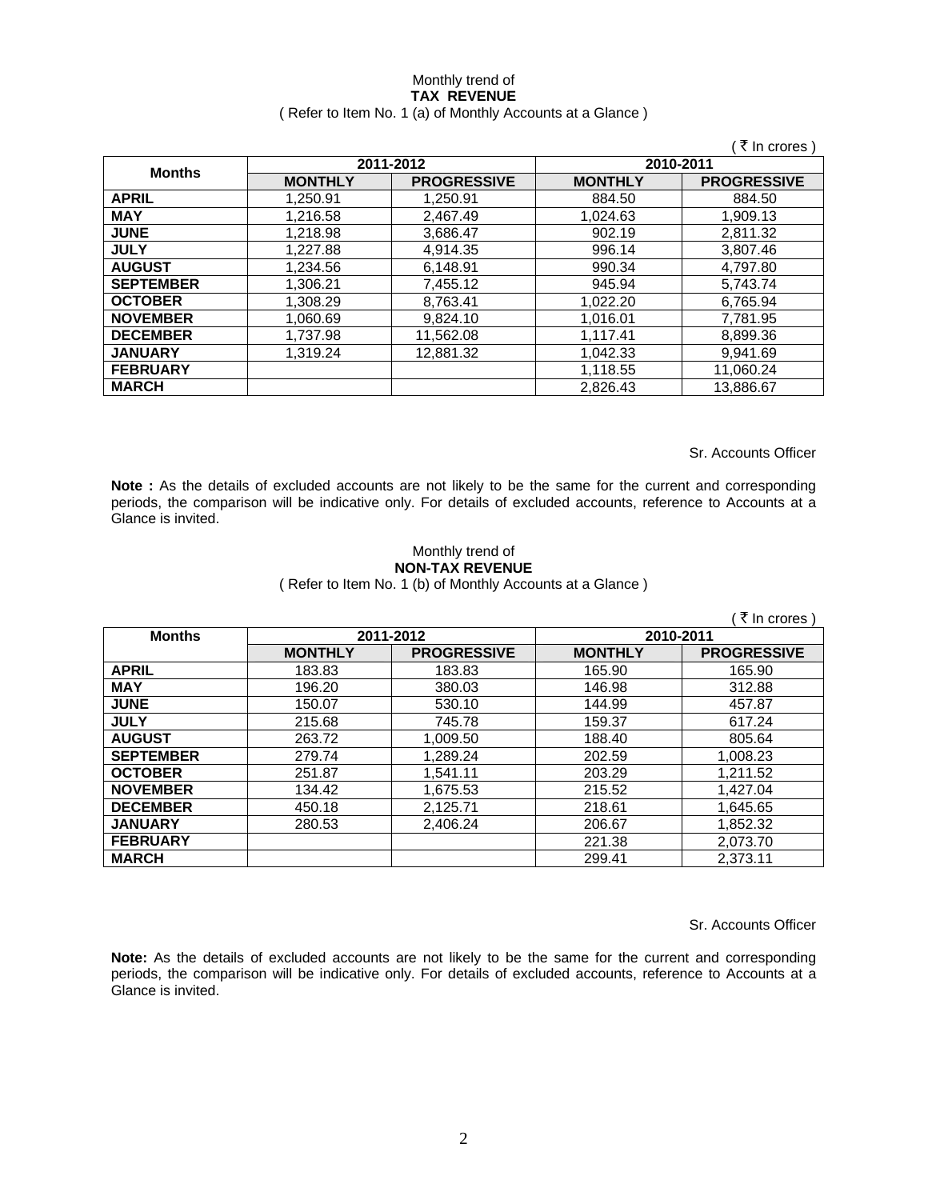Monthly trend of
**TAX REVENUE**
( Refer to Item No. 1 (a) of Monthly Accounts at a Glance )

( ₹ In crores )

| Months | 2011-2012 | | 2010-2011 | |
|---|---|---|---|---|
| | **MONTHLY** | **PROGRESSIVE** | **MONTHLY** | **PROGRESSIVE** |
| **APRIL** | 1,250.91 | 1,250.91 | 884.50 | 884.50 |
| **MAY** | 1,216.58 | 2,467.49 | 1,024.63 | 1,909.13 |
| **JUNE** | 1,218.98 | 3,686.47 | 902.19 | 2,811.32 |
| **JULY** | 1,227.88 | 4,914.35 | 996.14 | 3,807.46 |
| **AUGUST** | 1,234.56 | 6,148.91 | 990.34 | 4,797.80 |
| **SEPTEMBER** | 1,306.21 | 7,455.12 | 945.94 | 5,743.74 |
| **OCTOBER** | 1,308.29 | 8,763.41 | 1,022.20 | 6,765.94 |
| **NOVEMBER** | 1,060.69 | 9,824.10 | 1,016.01 | 7,781.95 |
| **DECEMBER** | 1,737.98 | 11,562.08 | 1,117.41 | 8,899.36 |
| **JANUARY** | 1,319.24 | 12,881.32 | 1,042.33 | 9,941.69 |
| **FEBRUARY** | | | 1,118.55 | 11,060.24 |
| **MARCH** | | | 2,826.43 | 13,886.67 |

Sr. Accounts Officer

**Note :** As the details of excluded accounts are not likely to be the same for the current and corresponding periods, the comparison will be indicative only. For details of excluded accounts, reference to Accounts at a Glance is invited.

Monthly trend of
**NON-TAX REVENUE**
( Refer to Item No. 1 (b) of Monthly Accounts at a Glance )

( ₹ In crores )

| Months | 2011-2012 | | 2010-2011 | |
|---|---|---|---|---|
| | **MONTHLY** | **PROGRESSIVE** | **MONTHLY** | **PROGRESSIVE** |
| **APRIL** | 183.83 | 183.83 | 165.90 | 165.90 |
| **MAY** | 196.20 | 380.03 | 146.98 | 312.88 |
| **JUNE** | 150.07 | 530.10 | 144.99 | 457.87 |
| **JULY** | 215.68 | 745.78 | 159.37 | 617.24 |
| **AUGUST** | 263.72 | 1,009.50 | 188.40 | 805.64 |
| **SEPTEMBER** | 279.74 | 1,289.24 | 202.59 | 1,008.23 |
| **OCTOBER** | 251.87 | 1,541.11 | 203.29 | 1,211.52 |
| **NOVEMBER** | 134.42 | 1,675.53 | 215.52 | 1,427.04 |
| **DECEMBER** | 450.18 | 2,125.71 | 218.61 | 1,645.65 |
| **JANUARY** | 280.53 | 2,406.24 | 206.67 | 1,852.32 |
| **FEBRUARY** | | | 221.38 | 2,073.70 |
| **MARCH** | | | 299.41 | 2,373.11 |

Sr. Accounts Officer

**Note:** As the details of excluded accounts are not likely to be the same for the current and corresponding periods, the comparison will be indicative only. For details of excluded accounts, reference to Accounts at a Glance is invited.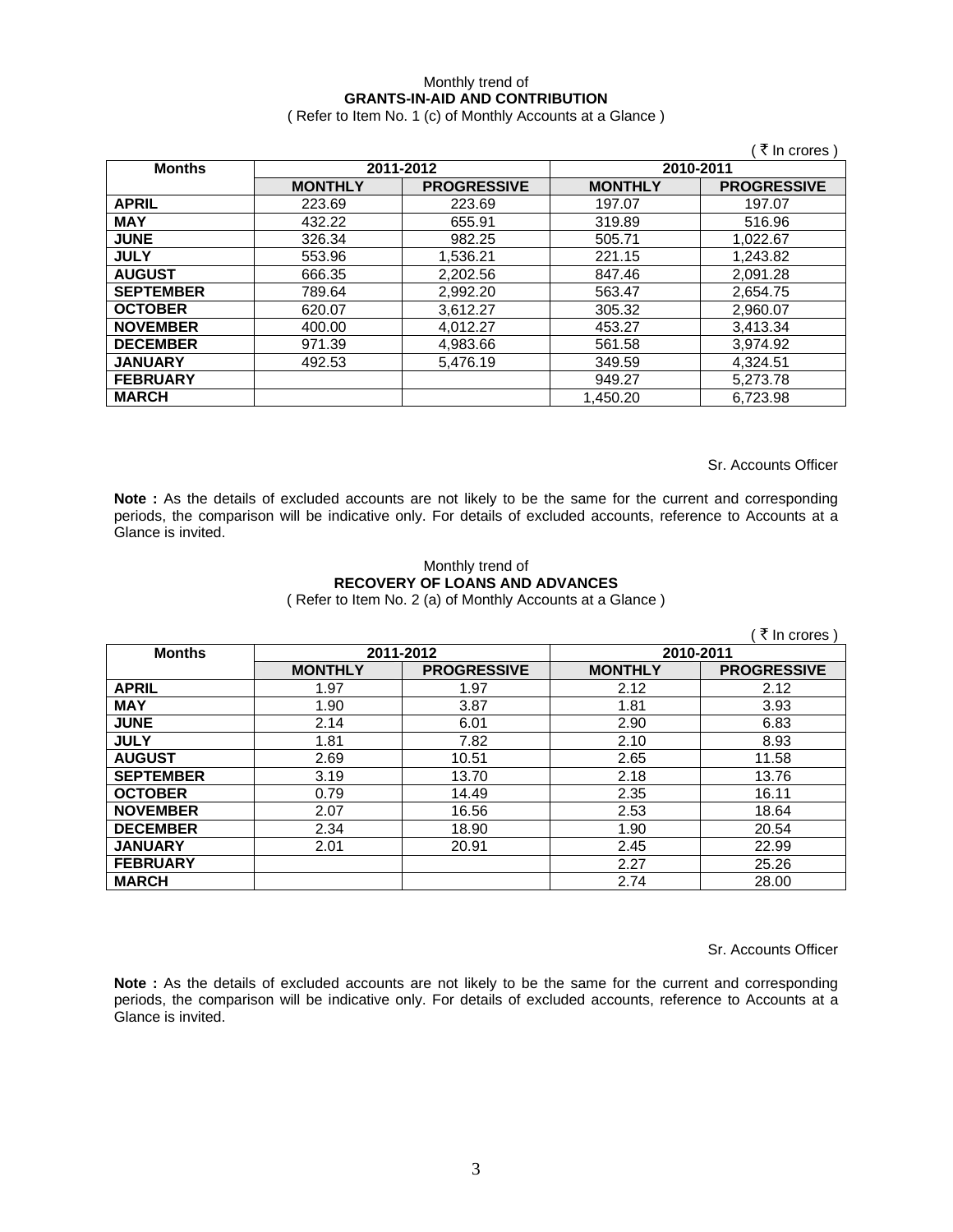Monthly trend of

**GRANTS-IN-AID AND CONTRIBUTION**

( Refer to Item No. 1 (c) of Monthly Accounts at a Glance )

( ₹ In crores )

| Months | 2011-2012 | | 2010-2011 | |
|---|---|---|---|---|
| | **MONTHLY** | **PROGRESSIVE** | **MONTHLY** | **PROGRESSIVE** |
| **APRIL** | 223.69 | 223.69 | 197.07 | 197.07 |
| **MAY** | 432.22 | 655.91 | 319.89 | 516.96 |
| **JUNE** | 326.34 | 982.25 | 505.71 | 1,022.67 |
| **JULY** | 553.96 | 1,536.21 | 221.15 | 1,243.82 |
| **AUGUST** | 666.35 | 2,202.56 | 847.46 | 2,091.28 |
| **SEPTEMBER** | 789.64 | 2,992.20 | 563.47 | 2,654.75 |
| **OCTOBER** | 620.07 | 3,612.27 | 305.32 | 2,960.07 |
| **NOVEMBER** | 400.00 | 4,012.27 | 453.27 | 3,413.34 |
| **DECEMBER** | 971.39 | 4,983.66 | 561.58 | 3,974.92 |
| **JANUARY** | 492.53 | 5,476.19 | 349.59 | 4,324.51 |
| **FEBRUARY** | | | 949.27 | 5,273.78 |
| **MARCH** | | | 1,450.20 | 6,723.98 |

Sr. Accounts Officer

**Note :** As the details of excluded accounts are not likely to be the same for the current and corresponding periods, the comparison will be indicative only. For details of excluded accounts, reference to Accounts at a Glance is invited.

Monthly trend of

**RECOVERY OF LOANS AND ADVANCES**

( Refer to Item No. 2 (a) of Monthly Accounts at a Glance )

( ₹ In crores )

| Months | 2011-2012 | | 2010-2011 | |
|---|---|---|---|---|
| | **MONTHLY** | **PROGRESSIVE** | **MONTHLY** | **PROGRESSIVE** |
| **APRIL** | 1.97 | 1.97 | 2.12 | 2.12 |
| **MAY** | 1.90 | 3.87 | 1.81 | 3.93 |
| **JUNE** | 2.14 | 6.01 | 2.90 | 6.83 |
| **JULY** | 1.81 | 7.82 | 2.10 | 8.93 |
| **AUGUST** | 2.69 | 10.51 | 2.65 | 11.58 |
| **SEPTEMBER** | 3.19 | 13.70 | 2.18 | 13.76 |
| **OCTOBER** | 0.79 | 14.49 | 2.35 | 16.11 |
| **NOVEMBER** | 2.07 | 16.56 | 2.53 | 18.64 |
| **DECEMBER** | 2.34 | 18.90 | 1.90 | 20.54 |
| **JANUARY** | 2.01 | 20.91 | 2.45 | 22.99 |
| **FEBRUARY** | | | 2.27 | 25.26 |
| **MARCH** | | | 2.74 | 28.00 |

Sr. Accounts Officer

**Note :** As the details of excluded accounts are not likely to be the same for the current and corresponding periods, the comparison will be indicative only. For details of excluded accounts, reference to Accounts at a Glance is invited.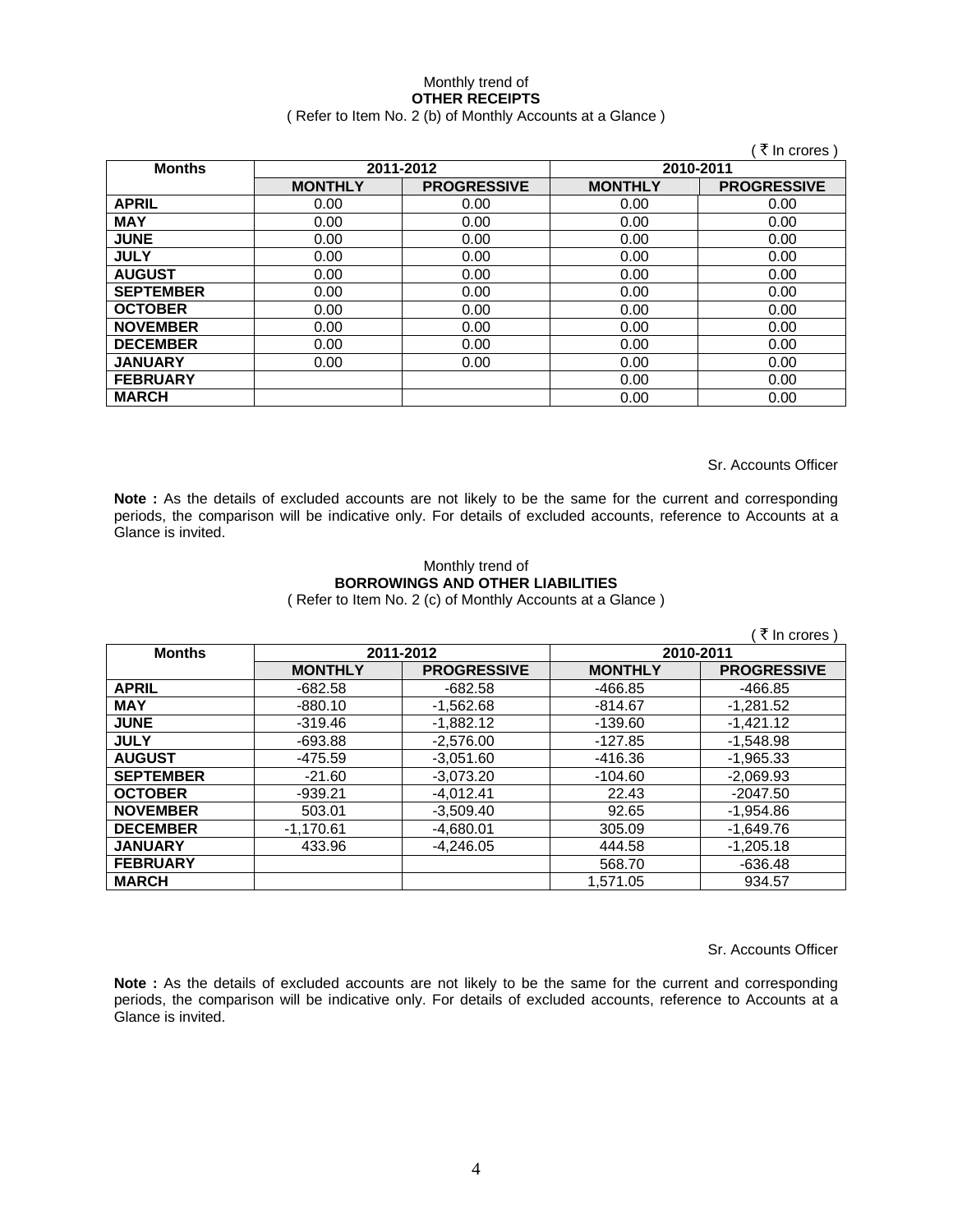Monthly trend of

**OTHER RECEIPTS**

( Refer to Item No. 2 (b) of Monthly Accounts at a Glance )

( ₹ In crores )

| Months | 2011-2012 | | 2010-2011 | |
|---|---|---|---|---|
| | MONTHLY | PROGRESSIVE | MONTHLY | PROGRESSIVE |
| APRIL | 0.00 | 0.00 | 0.00 | 0.00 |
| MAY | 0.00 | 0.00 | 0.00 | 0.00 |
| JUNE | 0.00 | 0.00 | 0.00 | 0.00 |
| JULY | 0.00 | 0.00 | 0.00 | 0.00 |
| AUGUST | 0.00 | 0.00 | 0.00 | 0.00 |
| SEPTEMBER | 0.00 | 0.00 | 0.00 | 0.00 |
| OCTOBER | 0.00 | 0.00 | 0.00 | 0.00 |
| NOVEMBER | 0.00 | 0.00 | 0.00 | 0.00 |
| DECEMBER | 0.00 | 0.00 | 0.00 | 0.00 |
| JANUARY | 0.00 | 0.00 | 0.00 | 0.00 |
| FEBRUARY | | | 0.00 | 0.00 |
| MARCH | | | 0.00 | 0.00 |

Sr. Accounts Officer

**Note :** As the details of excluded accounts are not likely to be the same for the current and corresponding periods, the comparison will be indicative only. For details of excluded accounts, reference to Accounts at a Glance is invited.

Monthly trend of

**BORROWINGS AND OTHER LIABILITIES**

( Refer to Item No. 2 (c) of Monthly Accounts at a Glance )

( ₹ In crores )

| Months | 2011-2012 | | 2010-2011 | |
|---|---|---|---|---|
| | MONTHLY | PROGRESSIVE | MONTHLY | PROGRESSIVE |
| APRIL | -682.58 | -682.58 | -466.85 | -466.85 |
| MAY | -880.10 | -1,562.68 | -814.67 | -1,281.52 |
| JUNE | -319.46 | -1,882.12 | -139.60 | -1,421.12 |
| JULY | -693.88 | -2,576.00 | -127.85 | -1,548.98 |
| AUGUST | -475.59 | -3,051.60 | -416.36 | -1,965.33 |
| SEPTEMBER | -21.60 | -3,073.20 | -104.60 | -2,069.93 |
| OCTOBER | -939.21 | -4,012.41 | 22.43 | -2047.50 |
| NOVEMBER | 503.01 | -3,509.40 | 92.65 | -1,954.86 |
| DECEMBER | -1,170.61 | -4,680.01 | 305.09 | -1,649.76 |
| JANUARY | 433.96 | -4,246.05 | 444.58 | -1,205.18 |
| FEBRUARY | | | 568.70 | -636.48 |
| MARCH | | | 1,571.05 | 934.57 |

Sr. Accounts Officer

**Note :** As the details of excluded accounts are not likely to be the same for the current and corresponding periods, the comparison will be indicative only. For details of excluded accounts, reference to Accounts at a Glance is invited.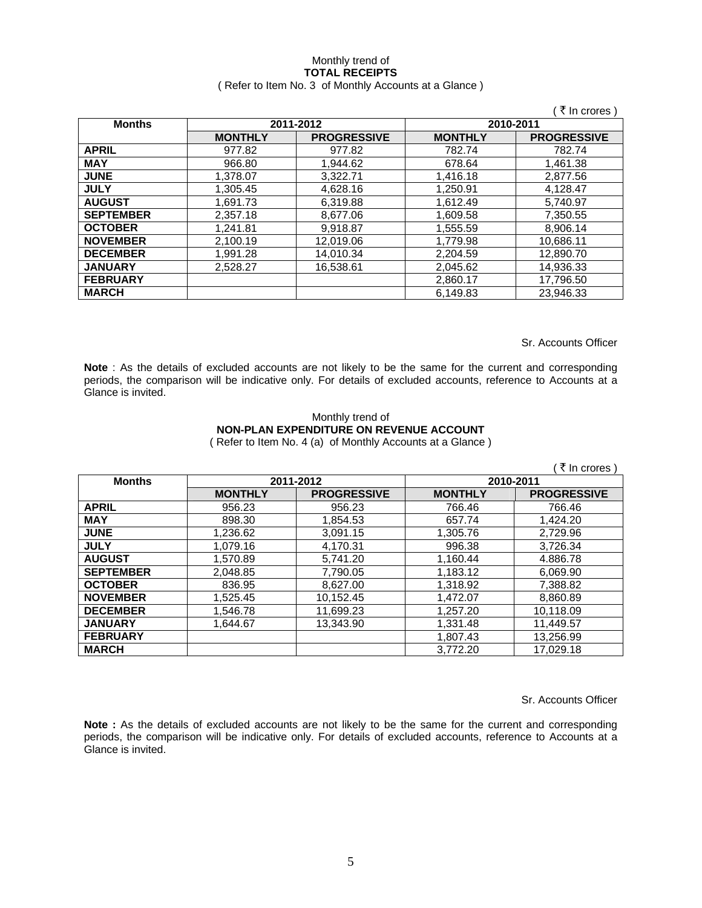Monthly trend of

**TOTAL RECEIPTS**

( Refer to Item No. 3 of Monthly Accounts at a Glance )

( ₹ In crores )

| Months | 2011-2012 | | 2010-2011 | |
|---|---|---|---|---|
| | **MONTHLY** | **PROGRESSIVE** | **MONTHLY** | **PROGRESSIVE** |
| **APRIL** | 977.82 | 977.82 | 782.74 | 782.74 |
| **MAY** | 966.80 | 1,944.62 | 678.64 | 1,461.38 |
| **JUNE** | 1,378.07 | 3,322.71 | 1,416.18 | 2,877.56 |
| **JULY** | 1,305.45 | 4,628.16 | 1,250.91 | 4,128.47 |
| **AUGUST** | 1,691.73 | 6,319.88 | 1,612.49 | 5,740.97 |
| **SEPTEMBER** | 2,357.18 | 8,677.06 | 1,609.58 | 7,350.55 |
| **OCTOBER** | 1,241.81 | 9,918.87 | 1,555.59 | 8,906.14 |
| **NOVEMBER** | 2,100.19 | 12,019.06 | 1,779.98 | 10,686.11 |
| **DECEMBER** | 1,991.28 | 14,010.34 | 2,204.59 | 12,890.70 |
| **JANUARY** | 2,528.27 | 16,538.61 | 2,045.62 | 14,936.33 |
| **FEBRUARY** | | | 2,860.17 | 17,796.50 |
| **MARCH** | | | 6,149.83 | 23,946.33 |

Sr. Accounts Officer

**Note** : As the details of excluded accounts are not likely to be the same for the current and corresponding periods, the comparison will be indicative only. For details of excluded accounts, reference to Accounts at a Glance is invited.

Monthly trend of

**NON-PLAN EXPENDITURE ON REVENUE ACCOUNT**

( Refer to Item No. 4 (a) of Monthly Accounts at a Glance )

( ₹ In crores )

| Months | 2011-2012 | | 2010-2011 | |
|---|---|---|---|---|
| | **MONTHLY** | **PROGRESSIVE** | **MONTHLY** | **PROGRESSIVE** |
| **APRIL** | 956.23 | 956.23 | 766.46 | 766.46 |
| **MAY** | 898.30 | 1,854.53 | 657.74 | 1,424.20 |
| **JUNE** | 1,236.62 | 3,091.15 | 1,305.76 | 2,729.96 |
| **JULY** | 1,079.16 | 4,170.31 | 996.38 | 3,726.34 |
| **AUGUST** | 1,570.89 | 5,741.20 | 1,160.44 | 4.886.78 |
| **SEPTEMBER** | 2,048.85 | 7,790.05 | 1,183.12 | 6,069.90 |
| **OCTOBER** | 836.95 | 8,627.00 | 1,318.92 | 7,388.82 |
| **NOVEMBER** | 1,525.45 | 10,152.45 | 1,472.07 | 8,860.89 |
| **DECEMBER** | 1,546.78 | 11,699.23 | 1,257.20 | 10,118.09 |
| **JANUARY** | 1,644.67 | 13,343.90 | 1,331.48 | 11,449.57 |
| **FEBRUARY** | | | 1,807.43 | 13,256.99 |
| **MARCH** | | | 3,772.20 | 17,029.18 |

Sr. Accounts Officer

**Note :** As the details of excluded accounts are not likely to be the same for the current and corresponding periods, the comparison will be indicative only. For details of excluded accounts, reference to Accounts at a Glance is invited.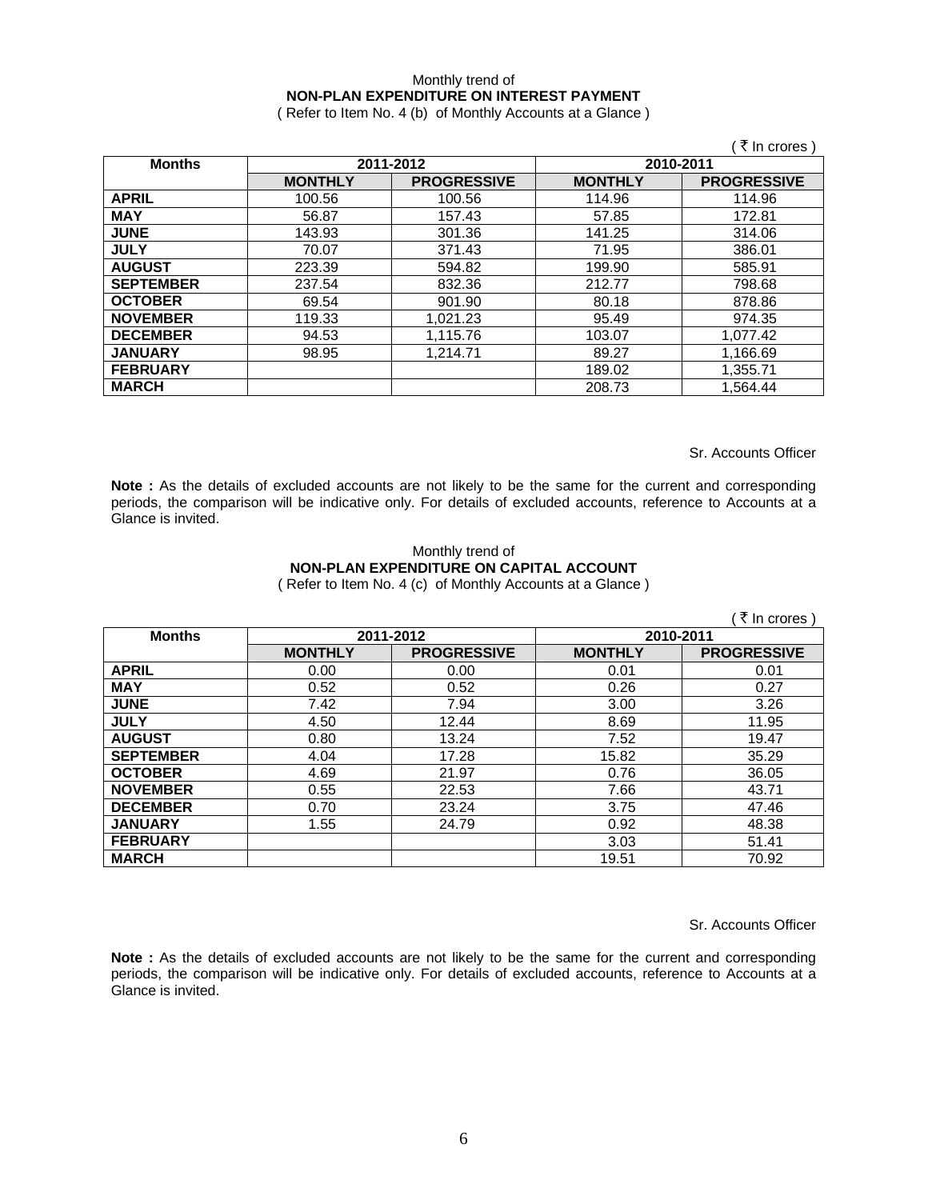Monthly trend of

**NON-PLAN EXPENDITURE ON INTEREST PAYMENT**

( Refer to Item No. 4 (b) of Monthly Accounts at a Glance )

( ₹ In crores )

| Months | 2011-2012 | | 2010-2011 | |
|---|---|---|---|---|
| | **MONTHLY** | **PROGRESSIVE** | **MONTHLY** | **PROGRESSIVE** |
| **APRIL** | 100.56 | 100.56 | 114.96 | 114.96 |
| **MAY** | 56.87 | 157.43 | 57.85 | 172.81 |
| **JUNE** | 143.93 | 301.36 | 141.25 | 314.06 |
| **JULY** | 70.07 | 371.43 | 71.95 | 386.01 |
| **AUGUST** | 223.39 | 594.82 | 199.90 | 585.91 |
| **SEPTEMBER** | 237.54 | 832.36 | 212.77 | 798.68 |
| **OCTOBER** | 69.54 | 901.90 | 80.18 | 878.86 |
| **NOVEMBER** | 119.33 | 1,021.23 | 95.49 | 974.35 |
| **DECEMBER** | 94.53 | 1,115.76 | 103.07 | 1,077.42 |
| **JANUARY** | 98.95 | 1,214.71 | 89.27 | 1,166.69 |
| **FEBRUARY** | | | 189.02 | 1,355.71 |
| **MARCH** | | | 208.73 | 1,564.44 |

Sr. Accounts Officer

**Note :** As the details of excluded accounts are not likely to be the same for the current and corresponding periods, the comparison will be indicative only. For details of excluded accounts, reference to Accounts at a Glance is invited.

Monthly trend of

**NON-PLAN EXPENDITURE ON CAPITAL ACCOUNT**

( Refer to Item No. 4 (c) of Monthly Accounts at a Glance )

( ₹ In crores )

| Months | 2011-2012 | | 2010-2011 | |
|---|---|---|---|---|
| | **MONTHLY** | **PROGRESSIVE** | **MONTHLY** | **PROGRESSIVE** |
| **APRIL** | 0.00 | 0.00 | 0.01 | 0.01 |
| **MAY** | 0.52 | 0.52 | 0.26 | 0.27 |
| **JUNE** | 7.42 | 7.94 | 3.00 | 3.26 |
| **JULY** | 4.50 | 12.44 | 8.69 | 11.95 |
| **AUGUST** | 0.80 | 13.24 | 7.52 | 19.47 |
| **SEPTEMBER** | 4.04 | 17.28 | 15.82 | 35.29 |
| **OCTOBER** | 4.69 | 21.97 | 0.76 | 36.05 |
| **NOVEMBER** | 0.55 | 22.53 | 7.66 | 43.71 |
| **DECEMBER** | 0.70 | 23.24 | 3.75 | 47.46 |
| **JANUARY** | 1.55 | 24.79 | 0.92 | 48.38 |
| **FEBRUARY** | | | 3.03 | 51.41 |
| **MARCH** | | | 19.51 | 70.92 |

Sr. Accounts Officer

**Note :** As the details of excluded accounts are not likely to be the same for the current and corresponding periods, the comparison will be indicative only. For details of excluded accounts, reference to Accounts at a Glance is invited.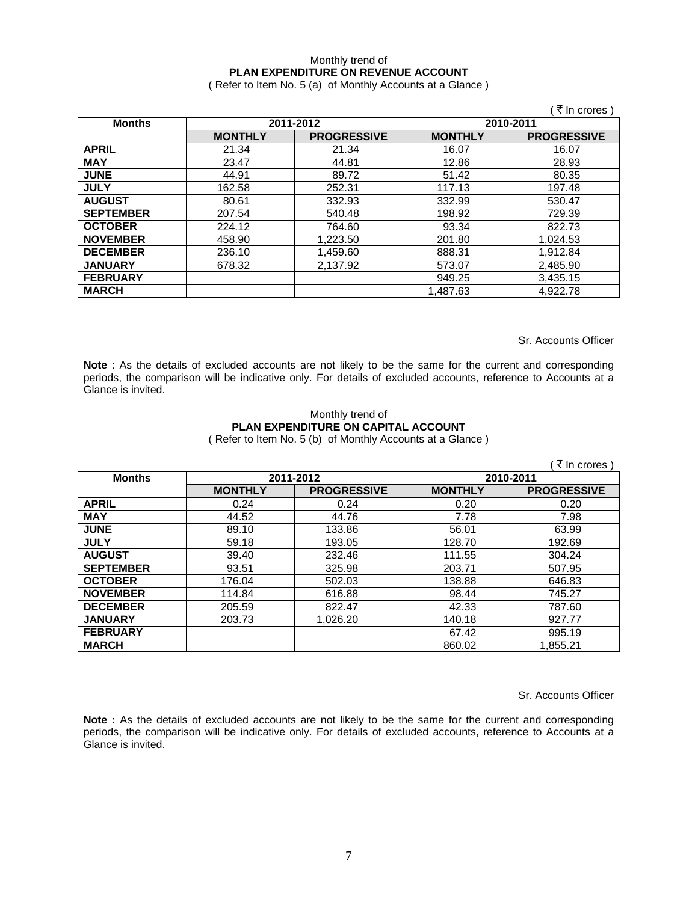Monthly trend of

**PLAN EXPENDITURE ON REVENUE ACCOUNT**

( Refer to Item No. 5 (a) of Monthly Accounts at a Glance )

( ₹ In crores )

| Months | 2011-2012 | | 2010-2011 | |
|---|---|---|---|---|
| | MONTHLY | PROGRESSIVE | MONTHLY | PROGRESSIVE |
| **APRIL** | 21.34 | 21.34 | 16.07 | 16.07 |
| **MAY** | 23.47 | 44.81 | 12.86 | 28.93 |
| **JUNE** | 44.91 | 89.72 | 51.42 | 80.35 |
| **JULY** | 162.58 | 252.31 | 117.13 | 197.48 |
| **AUGUST** | 80.61 | 332.93 | 332.99 | 530.47 |
| **SEPTEMBER** | 207.54 | 540.48 | 198.92 | 729.39 |
| **OCTOBER** | 224.12 | 764.60 | 93.34 | 822.73 |
| **NOVEMBER** | 458.90 | 1,223.50 | 201.80 | 1,024.53 |
| **DECEMBER** | 236.10 | 1,459.60 | 888.31 | 1,912.84 |
| **JANUARY** | 678.32 | 2,137.92 | 573.07 | 2,485.90 |
| **FEBRUARY** | | | 949.25 | 3,435.15 |
| **MARCH** | | | 1,487.63 | 4,922.78 |

Sr. Accounts Officer

**Note** : As the details of excluded accounts are not likely to be the same for the current and corresponding periods, the comparison will be indicative only. For details of excluded accounts, reference to Accounts at a Glance is invited.

Monthly trend of

**PLAN EXPENDITURE ON CAPITAL ACCOUNT**

( Refer to Item No. 5 (b) of Monthly Accounts at a Glance )

( ₹ In crores )

| Months | 2011-2012 | | 2010-2011 | |
|---|---|---|---|---|
| | MONTHLY | PROGRESSIVE | MONTHLY | PROGRESSIVE |
| **APRIL** | 0.24 | 0.24 | 0.20 | 0.20 |
| **MAY** | 44.52 | 44.76 | 7.78 | 7.98 |
| **JUNE** | 89.10 | 133.86 | 56.01 | 63.99 |
| **JULY** | 59.18 | 193.05 | 128.70 | 192.69 |
| **AUGUST** | 39.40 | 232.46 | 111.55 | 304.24 |
| **SEPTEMBER** | 93.51 | 325.98 | 203.71 | 507.95 |
| **OCTOBER** | 176.04 | 502.03 | 138.88 | 646.83 |
| **NOVEMBER** | 114.84 | 616.88 | 98.44 | 745.27 |
| **DECEMBER** | 205.59 | 822.47 | 42.33 | 787.60 |
| **JANUARY** | 203.73 | 1,026.20 | 140.18 | 927.77 |
| **FEBRUARY** | | | 67.42 | 995.19 |
| **MARCH** | | | 860.02 | 1,855.21 |

Sr. Accounts Officer

**Note :** As the details of excluded accounts are not likely to be the same for the current and corresponding periods, the comparison will be indicative only. For details of excluded accounts, reference to Accounts at a Glance is invited.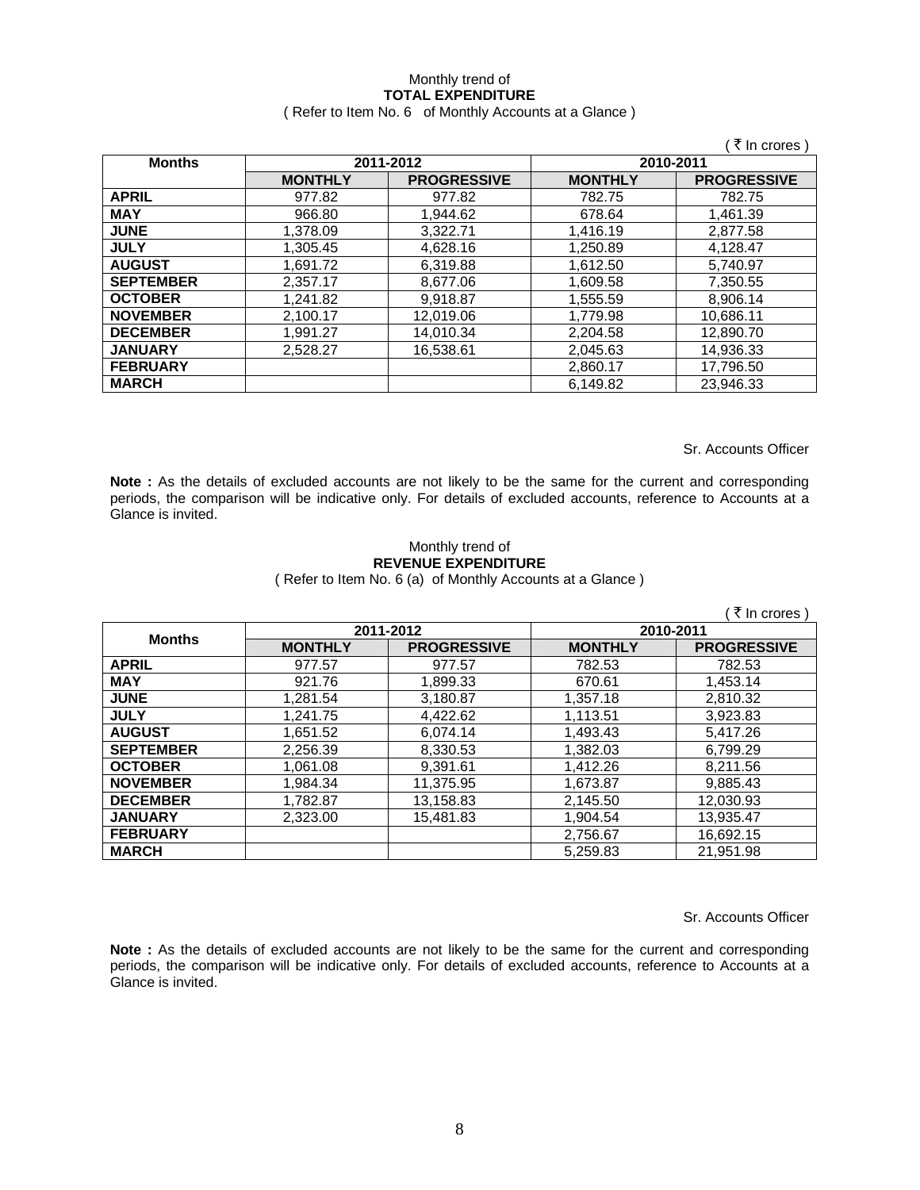Monthly trend of
**TOTAL EXPENDITURE**
( Refer to Item No. 6 of Monthly Accounts at a Glance )

( ₹ In crores )

| Months | 2011-2012 | | 2010-2011 | |
|---|---|---|---|---|
| | **MONTHLY** | **PROGRESSIVE** | **MONTHLY** | **PROGRESSIVE** |
| **APRIL** | 977.82 | 977.82 | 782.75 | 782.75 |
| **MAY** | 966.80 | 1,944.62 | 678.64 | 1,461.39 |
| **JUNE** | 1,378.09 | 3,322.71 | 1,416.19 | 2,877.58 |
| **JULY** | 1,305.45 | 4,628.16 | 1,250.89 | 4,128.47 |
| **AUGUST** | 1,691.72 | 6,319.88 | 1,612.50 | 5,740.97 |
| **SEPTEMBER** | 2,357.17 | 8,677.06 | 1,609.58 | 7,350.55 |
| **OCTOBER** | 1,241.82 | 9,918.87 | 1,555.59 | 8,906.14 |
| **NOVEMBER** | 2,100.17 | 12,019.06 | 1,779.98 | 10,686.11 |
| **DECEMBER** | 1,991.27 | 14,010.34 | 2,204.58 | 12,890.70 |
| **JANUARY** | 2,528.27 | 16,538.61 | 2,045.63 | 14,936.33 |
| **FEBRUARY** | | | 2,860.17 | 17,796.50 |
| **MARCH** | | | 6,149.82 | 23,946.33 |

Sr. Accounts Officer

**Note :** As the details of excluded accounts are not likely to be the same for the current and corresponding periods, the comparison will be indicative only. For details of excluded accounts, reference to Accounts at a Glance is invited.

Monthly trend of
**REVENUE EXPENDITURE**
( Refer to Item No. 6 (a) of Monthly Accounts at a Glance )

( ₹ In crores )

| Months | 2011-2012 | | 2010-2011 | |
|---|---|---|---|---|
| | **MONTHLY** | **PROGRESSIVE** | **MONTHLY** | **PROGRESSIVE** |
| **APRIL** | 977.57 | 977.57 | 782.53 | 782.53 |
| **MAY** | 921.76 | 1,899.33 | 670.61 | 1,453.14 |
| **JUNE** | 1,281.54 | 3,180.87 | 1,357.18 | 2,810.32 |
| **JULY** | 1,241.75 | 4,422.62 | 1,113.51 | 3,923.83 |
| **AUGUST** | 1,651.52 | 6,074.14 | 1,493.43 | 5,417.26 |
| **SEPTEMBER** | 2,256.39 | 8,330.53 | 1,382.03 | 6,799.29 |
| **OCTOBER** | 1,061.08 | 9,391.61 | 1,412.26 | 8,211.56 |
| **NOVEMBER** | 1,984.34 | 11,375.95 | 1,673.87 | 9,885.43 |
| **DECEMBER** | 1,782.87 | 13,158.83 | 2,145.50 | 12,030.93 |
| **JANUARY** | 2,323.00 | 15,481.83 | 1,904.54 | 13,935.47 |
| **FEBRUARY** | | | 2,756.67 | 16,692.15 |
| **MARCH** | | | 5,259.83 | 21,951.98 |

Sr. Accounts Officer

**Note :** As the details of excluded accounts are not likely to be the same for the current and corresponding periods, the comparison will be indicative only. For details of excluded accounts, reference to Accounts at a Glance is invited.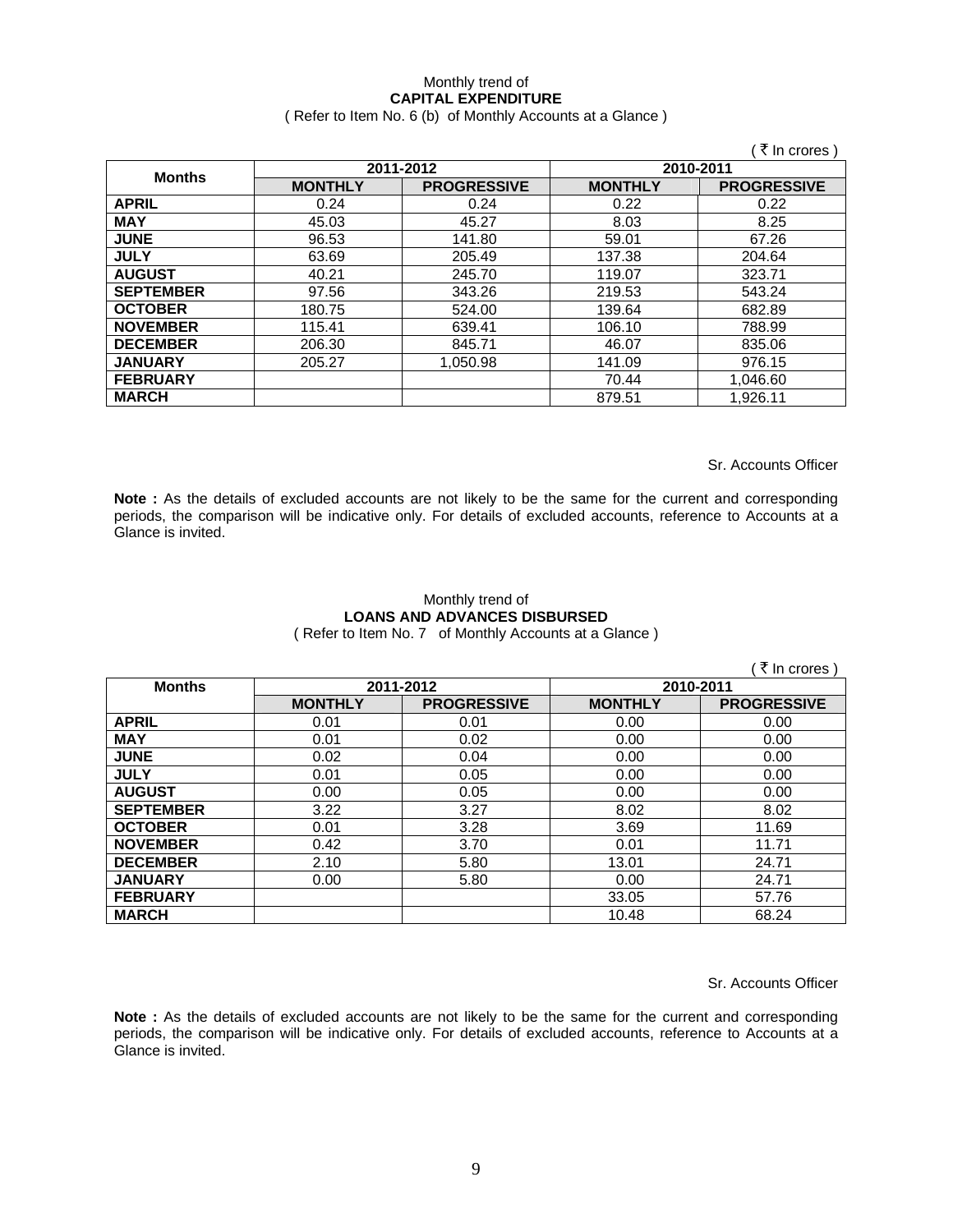Monthly trend of

**CAPITAL EXPENDITURE**

( Refer to Item No. 6 (b) of Monthly Accounts at a Glance )

( ₹ In crores )

| Months | 2011-2012 | | 2010-2011 | |
|---|---|---|---|---|
| | MONTHLY | PROGRESSIVE | MONTHLY | PROGRESSIVE |
| **APRIL** | 0.24 | 0.24 | 0.22 | 0.22 |
| **MAY** | 45.03 | 45.27 | 8.03 | 8.25 |
| **JUNE** | 96.53 | 141.80 | 59.01 | 67.26 |
| **JULY** | 63.69 | 205.49 | 137.38 | 204.64 |
| **AUGUST** | 40.21 | 245.70 | 119.07 | 323.71 |
| **SEPTEMBER** | 97.56 | 343.26 | 219.53 | 543.24 |
| **OCTOBER** | 180.75 | 524.00 | 139.64 | 682.89 |
| **NOVEMBER** | 115.41 | 639.41 | 106.10 | 788.99 |
| **DECEMBER** | 206.30 | 845.71 | 46.07 | 835.06 |
| **JANUARY** | 205.27 | 1,050.98 | 141.09 | 976.15 |
| **FEBRUARY** | | | 70.44 | 1,046.60 |
| **MARCH** | | | 879.51 | 1,926.11 |

Sr. Accounts Officer

**Note :** As the details of excluded accounts are not likely to be the same for the current and corresponding periods, the comparison will be indicative only. For details of excluded accounts, reference to Accounts at a Glance is invited.

Monthly trend of

**LOANS AND ADVANCES DISBURSED**

( Refer to Item No. 7 of Monthly Accounts at a Glance )

( ₹ In crores )

| Months | 2011-2012 | | 2010-2011 | |
|---|---|---|---|---|
| | MONTHLY | PROGRESSIVE | MONTHLY | PROGRESSIVE |
| **APRIL** | 0.01 | 0.01 | 0.00 | 0.00 |
| **MAY** | 0.01 | 0.02 | 0.00 | 0.00 |
| **JUNE** | 0.02 | 0.04 | 0.00 | 0.00 |
| **JULY** | 0.01 | 0.05 | 0.00 | 0.00 |
| **AUGUST** | 0.00 | 0.05 | 0.00 | 0.00 |
| **SEPTEMBER** | 3.22 | 3.27 | 8.02 | 8.02 |
| **OCTOBER** | 0.01 | 3.28 | 3.69 | 11.69 |
| **NOVEMBER** | 0.42 | 3.70 | 0.01 | 11.71 |
| **DECEMBER** | 2.10 | 5.80 | 13.01 | 24.71 |
| **JANUARY** | 0.00 | 5.80 | 0.00 | 24.71 |
| **FEBRUARY** | | | 33.05 | 57.76 |
| **MARCH** | | | 10.48 | 68.24 |

Sr. Accounts Officer

**Note :** As the details of excluded accounts are not likely to be the same for the current and corresponding periods, the comparison will be indicative only. For details of excluded accounts, reference to Accounts at a Glance is invited.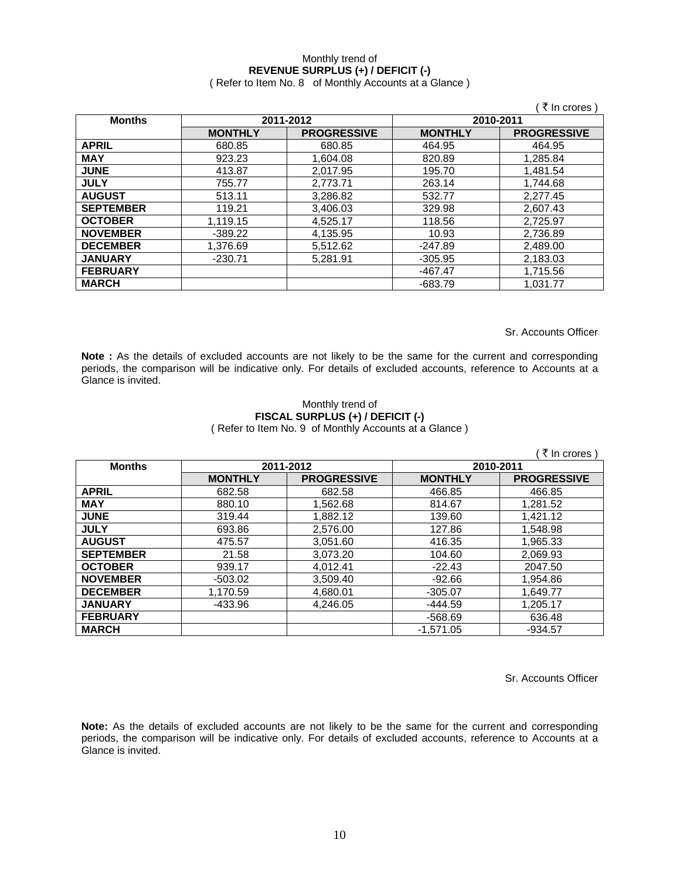Monthly trend of

**REVENUE SURPLUS (+) / DEFICIT (-)**

( Refer to Item No. 8 of Monthly Accounts at a Glance )

( ₹ In crores )

| Months | 2011-2012 | | 2010-2011 | |
|---|---|---|---|---|
| | MONTHLY | PROGRESSIVE | MONTHLY | PROGRESSIVE |
| **APRIL** | 680.85 | 680.85 | 464.95 | 464.95 |
| **MAY** | 923.23 | 1,604.08 | 820.89 | 1,285.84 |
| **JUNE** | 413.87 | 2,017.95 | 195.70 | 1,481.54 |
| **JULY** | 755.77 | 2,773.71 | 263.14 | 1,744.68 |
| **AUGUST** | 513.11 | 3,286.82 | 532.77 | 2,277.45 |
| **SEPTEMBER** | 119.21 | 3,406.03 | 329.98 | 2,607.43 |
| **OCTOBER** | 1,119.15 | 4,525.17 | 118.56 | 2,725.97 |
| **NOVEMBER** | -389.22 | 4,135.95 | 10.93 | 2,736.89 |
| **DECEMBER** | 1,376.69 | 5,512.62 | -247.89 | 2,489.00 |
| **JANUARY** | -230.71 | 5,281.91 | -305.95 | 2,183.03 |
| **FEBRUARY** | | | -467.47 | 1,715.56 |
| **MARCH** | | | -683.79 | 1,031.77 |

Sr. Accounts Officer

**Note :** As the details of excluded accounts are not likely to be the same for the current and corresponding periods, the comparison will be indicative only. For details of excluded accounts, reference to Accounts at a Glance is invited.

Monthly trend of

**FISCAL SURPLUS (+) / DEFICIT (-)**

( Refer to Item No. 9 of Monthly Accounts at a Glance )

( ₹ In crores )

| Months | 2011-2012 | | 2010-2011 | |
|---|---|---|---|---|
| | MONTHLY | PROGRESSIVE | MONTHLY | PROGRESSIVE |
| **APRIL** | 682.58 | 682.58 | 466.85 | 466.85 |
| **MAY** | 880.10 | 1,562.68 | 814.67 | 1,281.52 |
| **JUNE** | 319.44 | 1,882.12 | 139.60 | 1,421.12 |
| **JULY** | 693.86 | 2,576.00 | 127.86 | 1,548.98 |
| **AUGUST** | 475.57 | 3,051.60 | 416.35 | 1,965.33 |
| **SEPTEMBER** | 21.58 | 3,073.20 | 104.60 | 2,069.93 |
| **OCTOBER** | 939.17 | 4,012.41 | -22.43 | 2047.50 |
| **NOVEMBER** | -503.02 | 3,509.40 | -92.66 | 1,954.86 |
| **DECEMBER** | 1,170.59 | 4,680.01 | -305.07 | 1,649.77 |
| **JANUARY** | -433.96 | 4,246.05 | -444.59 | 1,205.17 |
| **FEBRUARY** | | | -568.69 | 636.48 |
| **MARCH** | | | -1,571.05 | -934.57 |

Sr. Accounts Officer

**Note:** As the details of excluded accounts are not likely to be the same for the current and corresponding periods, the comparison will be indicative only. For details of excluded accounts, reference to Accounts at a Glance is invited.